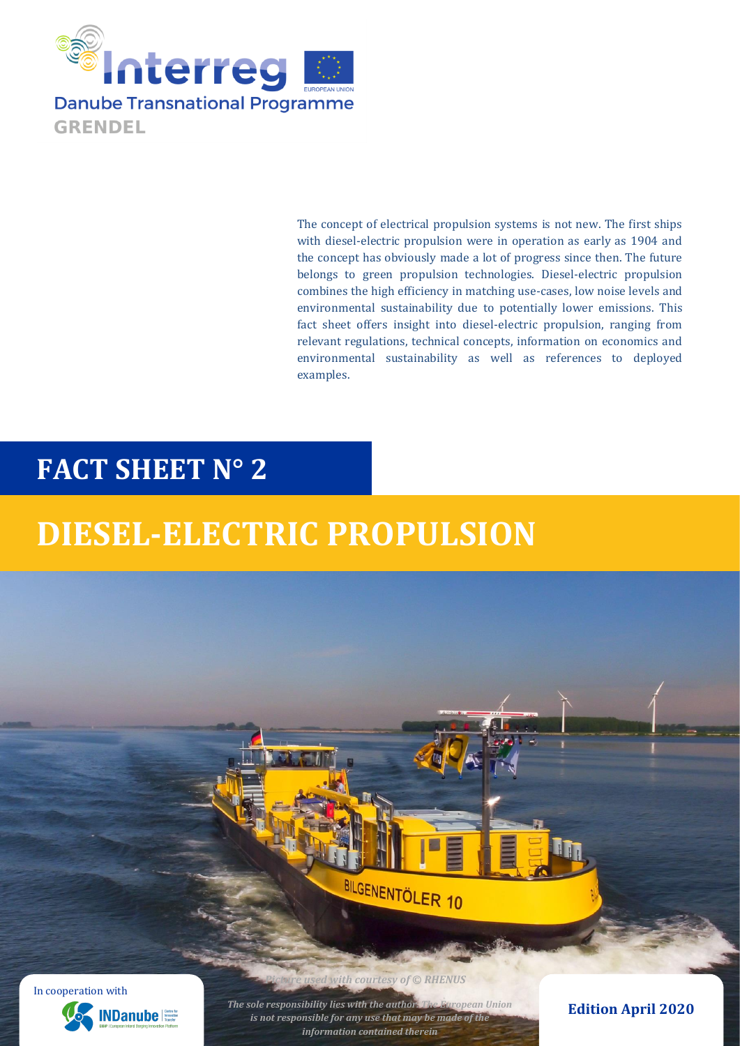Interreg

Danube Transnational Programme

GRENDEL

The concept of electrical propulsion systems is not new. The first ships with diesel-electric propulsion were in operation as early as 1904 and the concept has obviously made a lot of progress since then. The future belongs to green propulsion technologies. Diesel-electric propulsion combines the high efficiency in matching use-cases, low noise levels and environmental sustainability due to potentially lower emissions. This fact sheet offers insight into diesel-electric propulsion, ranging from relevant regulations, technical concepts, information on economics and environmental sustainability as well as references to deployed examples.

# FACT SHEET N° 2

# DIESEL-ELECTRIC PROPULSION

*Picture used with courtesy of © RHENUS*

In cooperation with INDanube

*The sole responsibility lies with the author. The European Union is not responsible for any use that may be made of the information contained therein*

**Edition April 2020**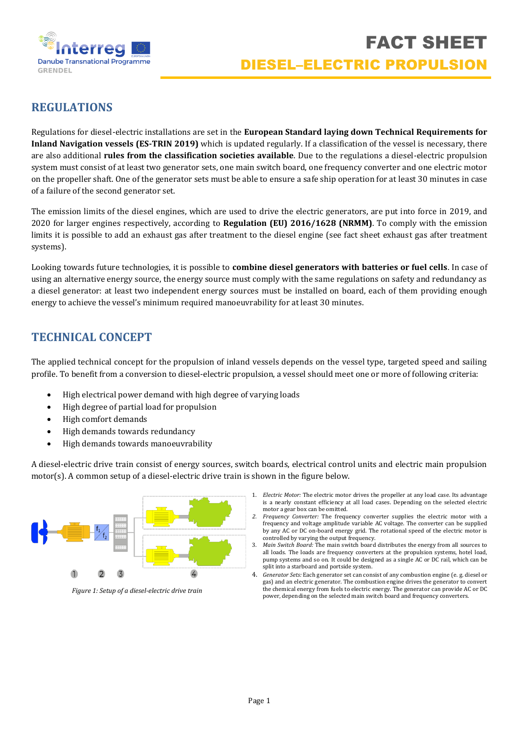# FACT SHEET
## DIESEL–ELECTRIC PROPULSION

## REGULATIONS

Regulations for diesel-electric installations are set in the **European Standard laying down Technical Requirements for Inland Navigation vessels (ES-TRIN 2019)** which is updated regularly. If a classification of the vessel is necessary, there are also additional **rules from the classification societies available**. Due to the regulations a diesel-electric propulsion system must consist of at least two generator sets, one main switch board, one frequency converter and one electric motor on the propeller shaft. One of the generator sets must be able to ensure a safe ship operation for at least 30 minutes in case of a failure of the second generator set.

The emission limits of the diesel engines, which are used to drive the electric generators, are put into force in 2019, and 2020 for larger engines respectively, according to **Regulation (EU) 2016/1628 (NRMM)**. To comply with the emission limits it is possible to add an exhaust gas after treatment to the diesel engine (see fact sheet exhaust gas after treatment systems).

Looking towards future technologies, it is possible to **combine diesel generators with batteries or fuel cells**. In case of using an alternative energy source, the energy source must comply with the same regulations on safety and redundancy as a diesel generator: at least two independent energy sources must be installed on board, each of them providing enough energy to achieve the vessel's minimum required manoeuvrability for at least 30 minutes.

## TECHNICAL CONCEPT

The applied technical concept for the propulsion of inland vessels depends on the vessel type, targeted speed and sailing profile. To benefit from a conversion to diesel-electric propulsion, a vessel should meet one or more of following criteria:

- High electrical power demand with high degree of varying loads
- High degree of partial load for propulsion
- High comfort demands
- High demands towards redundancy
- High demands towards manoeuvrability

A diesel-electric drive train consist of energy sources, switch boards, electrical control units and electric main propulsion motor(s). A common setup of a diesel-electric drive train is shown in the figure below.

*Figure 1: Setup of a diesel-electric drive train*

1. *Electric Motor:* The electric motor drives the propeller at any load case. Its advantage is a nearly constant efficiency at all load cases. Depending on the selected electric motor a gear box can be omitted.
2. *Frequency Converter:* The frequency converter supplies the electric motor with a frequency and voltage amplitude variable AC voltage. The converter can be supplied by any AC or DC on-board energy grid. The rotational speed of the electric motor is controlled by varying the output frequency.
3. *Main Switch Board:* The main switch board distributes the energy from all sources to all loads. The loads are frequency converters at the propulsion systems, hotel load, pump systems and so on. It could be designed as a single AC or DC rail, which can be split into a starboard and portside system.
4. *Generator Sets:* Each generator set can consist of any combustion engine (e. g. diesel or gas) and an electric generator. The combustion engine drives the generator to convert the chemical energy from fuels to electric energy. The generator can provide AC or DC power, depending on the selected main switch board and frequency converters.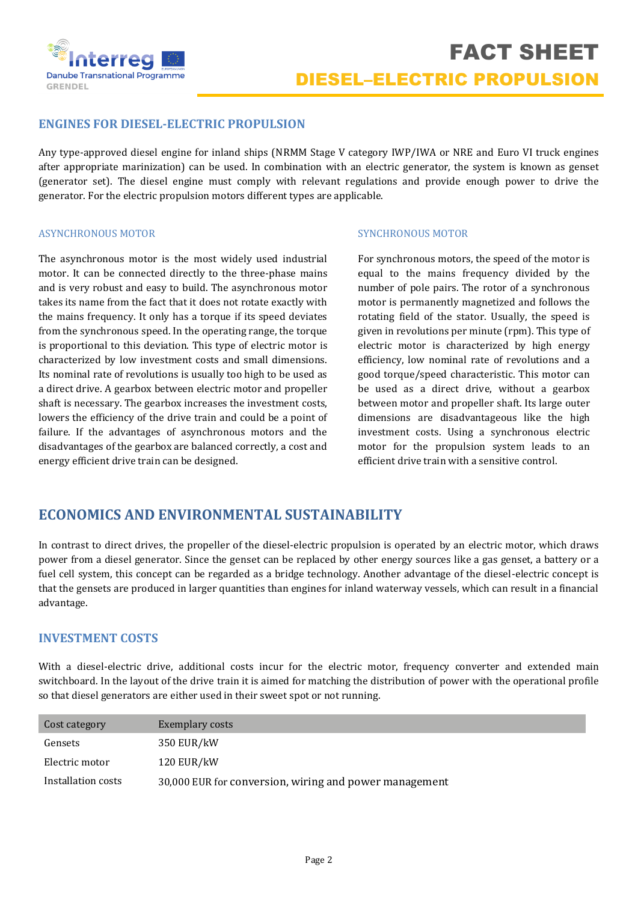## ENGINES FOR DIESEL-ELECTRIC PROPULSION

Any type-approved diesel engine for inland ships (NRMM Stage V category IWP/IWA or NRE and Euro VI truck engines after appropriate marinization) can be used. In combination with an electric generator, the system is known as genset (generator set). The diesel engine must comply with relevant regulations and provide enough power to drive the generator. For the electric propulsion motors different types are applicable.

### ASYNCHRONOUS MOTOR

The asynchronous motor is the most widely used industrial motor. It can be connected directly to the three-phase mains and is very robust and easy to build. The asynchronous motor takes its name from the fact that it does not rotate exactly with the mains frequency. It only has a torque if its speed deviates from the synchronous speed. In the operating range, the torque is proportional to this deviation. This type of electric motor is characterized by low investment costs and small dimensions. Its nominal rate of revolutions is usually too high to be used as a direct drive. A gearbox between electric motor and propeller shaft is necessary. The gearbox increases the investment costs, lowers the efficiency of the drive train and could be a point of failure. If the advantages of asynchronous motors and the disadvantages of the gearbox are balanced correctly, a cost and energy efficient drive train can be designed.

### SYNCHRONOUS MOTOR

For synchronous motors, the speed of the motor is equal to the mains frequency divided by the number of pole pairs. The rotor of a synchronous motor is permanently magnetized and follows the rotating field of the stator. Usually, the speed is given in revolutions per minute (rpm). This type of electric motor is characterized by high energy efficiency, low nominal rate of revolutions and a good torque/speed characteristic. This motor can be used as a direct drive, without a gearbox between motor and propeller shaft. Its large outer dimensions are disadvantageous like the high investment costs. Using a synchronous electric motor for the propulsion system leads to an efficient drive train with a sensitive control.

## ECONOMICS AND ENVIRONMENTAL SUSTAINABILITY

In contrast to direct drives, the propeller of the diesel-electric propulsion is operated by an electric motor, which draws power from a diesel generator. Since the genset can be replaced by other energy sources like a gas genset, a battery or a fuel cell system, this concept can be regarded as a bridge technology. Another advantage of the diesel-electric concept is that the gensets are produced in larger quantities than engines for inland waterway vessels, which can result in a financial advantage.

## INVESTMENT COSTS

With a diesel-electric drive, additional costs incur for the electric motor, frequency converter and extended main switchboard. In the layout of the drive train it is aimed for matching the distribution of power with the operational profile so that diesel generators are either used in their sweet spot or not running.

| Cost category | Exemplary costs |
|---|---|
| Gensets | 350 EUR/kW |
| Electric motor | 120 EUR/kW |
| Installation costs | 30,000 EUR for conversion, wiring and power management |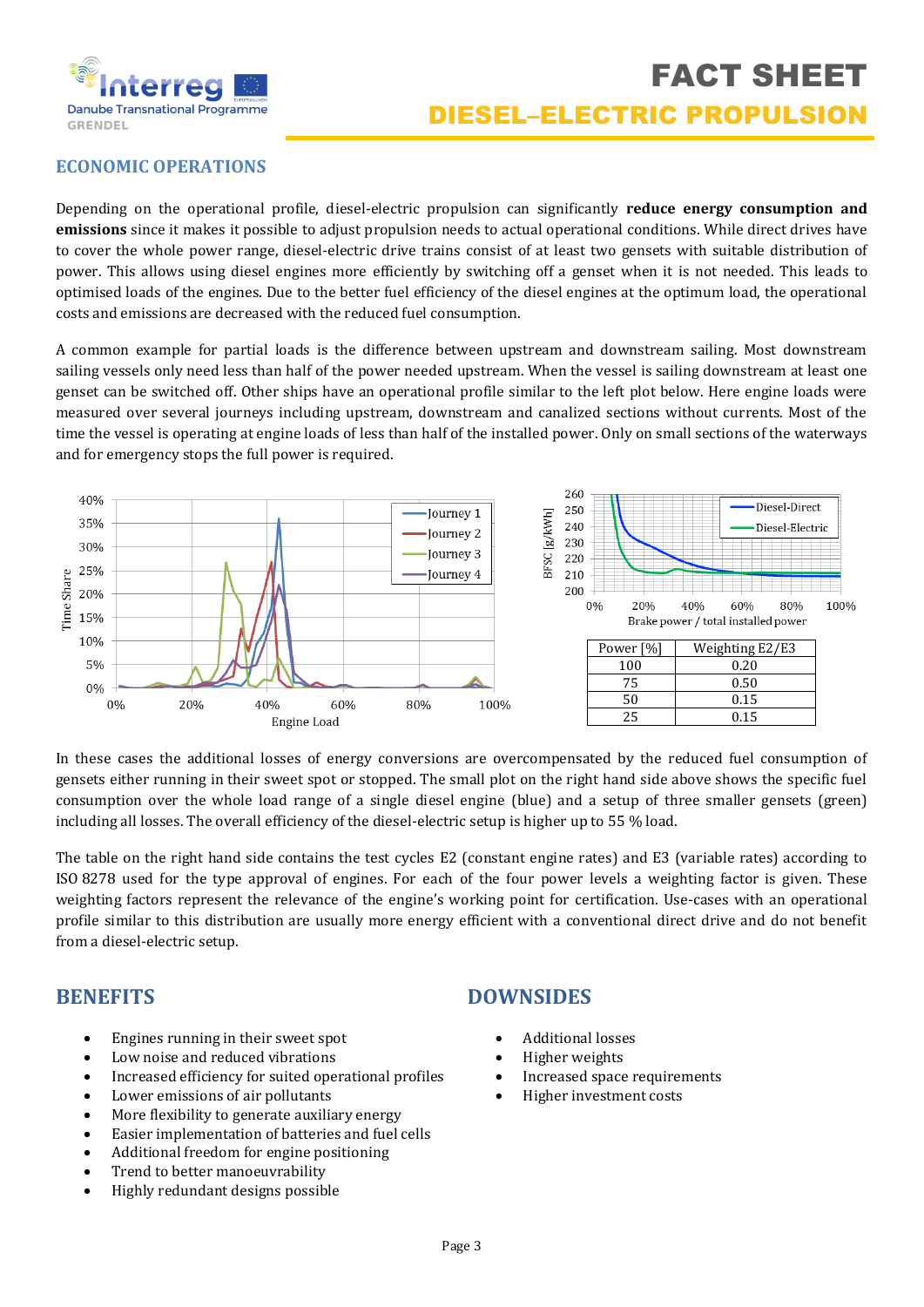## ECONOMIC OPERATIONS

Depending on the operational profile, diesel-electric propulsion can significantly **reduce energy consumption and emissions** since it makes it possible to adjust propulsion needs to actual operational conditions. While direct drives have to cover the whole power range, diesel-electric drive trains consist of at least two gensets with suitable distribution of power. This allows using diesel engines more efficiently by switching off a genset when it is not needed. This leads to optimised loads of the engines. Due to the better fuel efficiency of the diesel engines at the optimum load, the operational costs and emissions are decreased with the reduced fuel consumption.

A common example for partial loads is the difference between upstream and downstream sailing. Most downstream sailing vessels only need less than half of the power needed upstream. When the vessel is sailing downstream at least one genset can be switched off. Other ships have an operational profile similar to the left plot below. Here engine loads were measured over several journeys including upstream, downstream and canalized sections without currents. Most of the time the vessel is operating at engine loads of less than half of the installed power. Only on small sections of the waterways and for emergency stops the full power is required.

| Power [%] | Weighting E2/E3 |
|---|---|
| 100 | 0.20 |
| 75 | 0.50 |
| 50 | 0.15 |
| 25 | 0.15 |

In these cases the additional losses of energy conversions are overcompensated by the reduced fuel consumption of gensets either running in their sweet spot or stopped. The small plot on the right hand side above shows the specific fuel consumption over the whole load range of a single diesel engine (blue) and a setup of three smaller gensets (green) including all losses. The overall efficiency of the diesel-electric setup is higher up to 55 % load.

The table on the right hand side contains the test cycles E2 (constant engine rates) and E3 (variable rates) according to ISO 8278 used for the type approval of engines. For each of the four power levels a weighting factor is given. These weighting factors represent the relevance of the engine's working point for certification. Use-cases with an operational profile similar to this distribution are usually more energy efficient with a conventional direct drive and do not benefit from a diesel-electric setup.

## BENEFITS

- Engines running in their sweet spot
- Low noise and reduced vibrations
- Increased efficiency for suited operational profiles
- Lower emissions of air pollutants
- More flexibility to generate auxiliary energy
- Easier implementation of batteries and fuel cells
- Additional freedom for engine positioning
- Trend to better manoeuvrability
- Highly redundant designs possible

## DOWNSIDES

- Additional losses
- Higher weights
- Increased space requirements
- Higher investment costs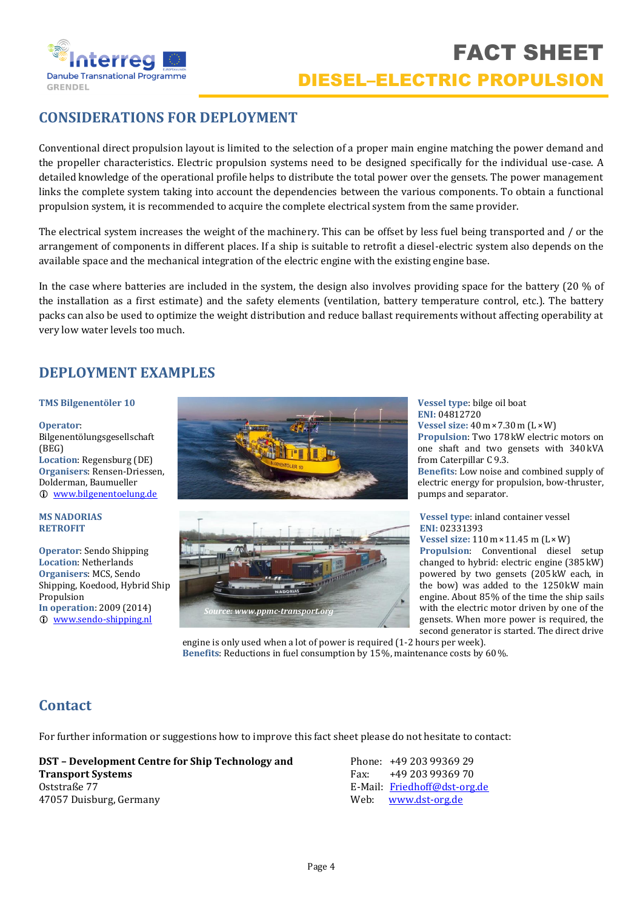## CONSIDERATIONS FOR DEPLOYMENT

Conventional direct propulsion layout is limited to the selection of a proper main engine matching the power demand and the propeller characteristics. Electric propulsion systems need to be designed specifically for the individual use-case. A detailed knowledge of the operational profile helps to distribute the total power over the gensets. The power management links the complete system taking into account the dependencies between the various components. To obtain a functional propulsion system, it is recommended to acquire the complete electrical system from the same provider.

The electrical system increases the weight of the machinery. This can be offset by less fuel being transported and / or the arrangement of components in different places. If a ship is suitable to retrofit a diesel-electric system also depends on the available space and the mechanical integration of the electric engine with the existing engine base.

In the case where batteries are included in the system, the design also involves providing space for the battery (20 % of the installation as a first estimate) and the safety elements (ventilation, battery temperature control, etc.). The battery packs can also be used to optimize the weight distribution and reduce ballast requirements without affecting operability at very low water levels too much.

## DEPLOYMENT EXAMPLES

**TMS Bilgenentöler 10**

**Operator**: Bilgenentölungsgesellschaft (BEG)
**Location**: Regensburg (DE)
**Organisers**: Rensen-Driessen, Dolderman, Baumueller
ⓘ www.bilgenentoelung.de

**Vessel type**: bilge oil boat
**ENI:** 04812720
**Vessel size:** 40 m × 7.30 m (L × W)
**Propulsion**: Two 178 kW electric motors on one shaft and two gensets with 340 kVA from Caterpillar C 9.3.
**Benefits**: Low noise and combined supply of electric energy for propulsion, bow-thruster, pumps and separator.

**MS NADORIAS RETROFIT**

**Operator**: Sendo Shipping
**Location**: Netherlands
**Organisers**: MCS, Sendo Shipping, Koedood, Hybrid Ship Propulsion
**In operation**: 2009 (2014)
ⓘ www.sendo-shipping.nl

*Source: www.ppmc-transport.org*

**Vessel type**: inland container vessel
**ENI:** 02331393
**Vessel size:** 110 m × 11.45 m (L × W)
**Propulsion**: Conventional diesel setup changed to hybrid: electric engine (385 kW) powered by two gensets (205 kW each, in the bow) was added to the 1250 kW main engine. About 85 % of the time the ship sails with the electric motor driven by one of the gensets. When more power is required, the second generator is started. The direct drive engine is only used when a lot of power is required (1-2 hours per week).
**Benefits**: Reductions in fuel consumption by 15 %, maintenance costs by 60 %.

## Contact

For further information or suggestions how to improve this fact sheet please do not hesitate to contact:

**DST – Development Centre for Ship Technology and Transport Systems**
Oststraße 77
47057 Duisburg, Germany

Phone: +49 203 99369 29
Fax: +49 203 99369 70
E-Mail: Friedhoff@dst-org.de
Web: www.dst-org.de